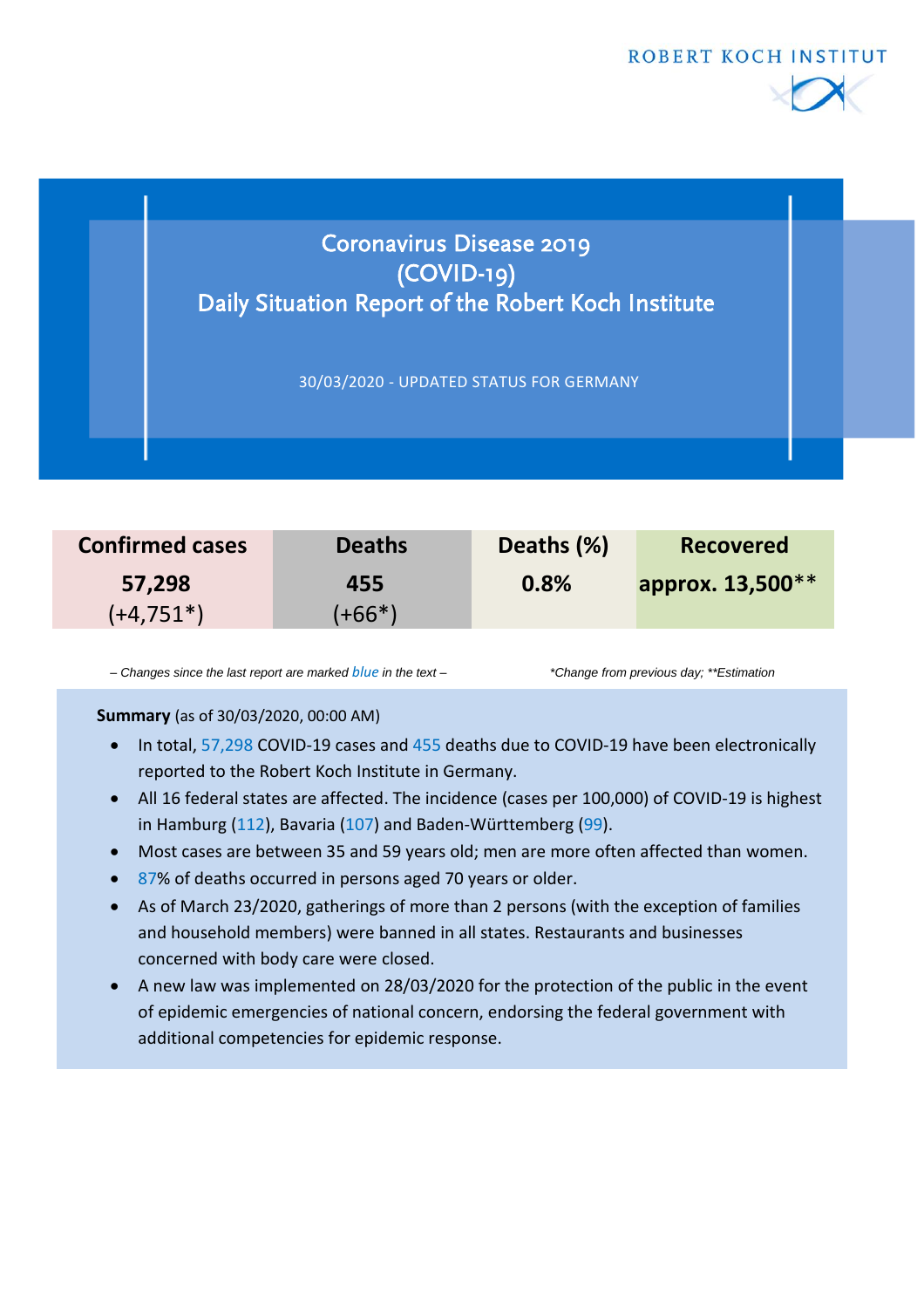ROBERT KOCH INSTITUT

# Coronavirus Disease 2019 (COVID-19) Daily Situation Report of the Robert Koch Institute

30/03/2020 - UPDATED STATUS FOR GERMANY

| Confirmed cases | Deaths | Deaths (%) | Recovered |
|---|---|---|---|
| **57,298** (+4,751*) | **455** (+66*) | **0.8%** | **approx. 13,500**** |

*– Changes since the last report are marked blue in the text –* *\*Change from previous day; \*\*Estimation*

**Summary** (as of 30/03/2020, 00:00 AM)

- In total, 57,298 COVID-19 cases and 455 deaths due to COVID-19 have been electronically reported to the Robert Koch Institute in Germany.
- All 16 federal states are affected. The incidence (cases per 100,000) of COVID-19 is highest in Hamburg (112), Bavaria (107) and Baden-Württemberg (99).
- Most cases are between 35 and 59 years old; men are more often affected than women.
- 87% of deaths occurred in persons aged 70 years or older.
- As of March 23/2020, gatherings of more than 2 persons (with the exception of families and household members) were banned in all states. Restaurants and businesses concerned with body care were closed.
- A new law was implemented on 28/03/2020 for the protection of the public in the event of epidemic emergencies of national concern, endorsing the federal government with additional competencies for epidemic response.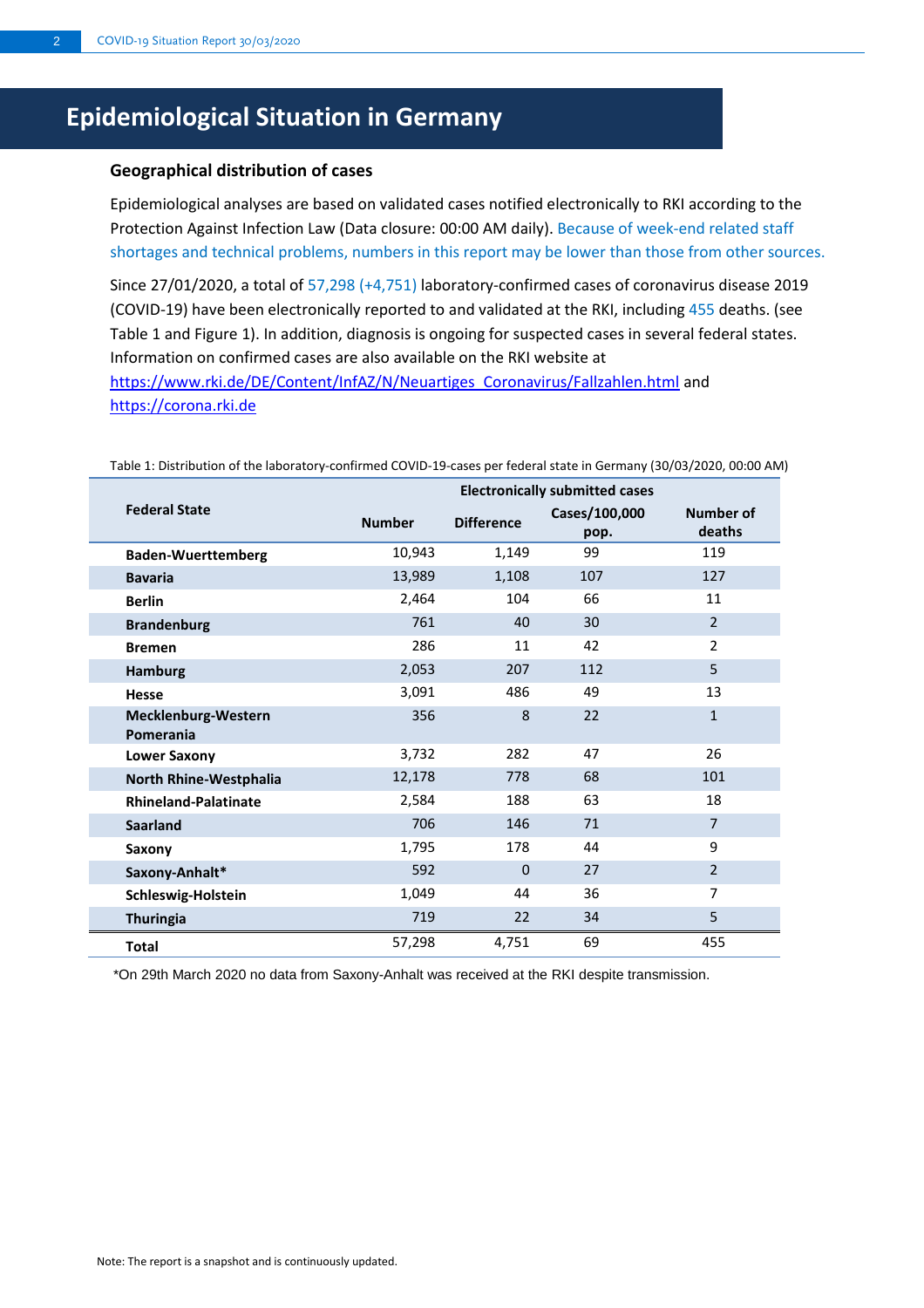# Epidemiological Situation in Germany

### Geographical distribution of cases

Epidemiological analyses are based on validated cases notified electronically to RKI according to the Protection Against Infection Law (Data closure: 00:00 AM daily). Because of week-end related staff shortages and technical problems, numbers in this report may be lower than those from other sources.

Since 27/01/2020, a total of 57,298 (+4,751) laboratory-confirmed cases of coronavirus disease 2019 (COVID-19) have been electronically reported to and validated at the RKI, including 455 deaths. (see Table 1 and Figure 1). In addition, diagnosis is ongoing for suspected cases in several federal states. Information on confirmed cases are also available on the RKI website at https://www.rki.de/DE/Content/InfAZ/N/Neuartiges_Coronavirus/Fallzahlen.html and https://corona.rki.de

Table 1: Distribution of the laboratory-confirmed COVID-19-cases per federal state in Germany (30/03/2020, 00:00 AM)

| Federal State | Electronically submitted cases | | | |
|---|---|---|---|---|
| | Number | Difference | Cases/100,000 pop. | Number of deaths |
| **Baden-Wuerttemberg** | 10,943 | 1,149 | 99 | 119 |
| **Bavaria** | 13,989 | 1,108 | 107 | 127 |
| **Berlin** | 2,464 | 104 | 66 | 11 |
| **Brandenburg** | 761 | 40 | 30 | 2 |
| **Bremen** | 286 | 11 | 42 | 2 |
| **Hamburg** | 2,053 | 207 | 112 | 5 |
| **Hesse** | 3,091 | 486 | 49 | 13 |
| **Mecklenburg-Western Pomerania** | 356 | 8 | 22 | 1 |
| **Lower Saxony** | 3,732 | 282 | 47 | 26 |
| **North Rhine-Westphalia** | 12,178 | 778 | 68 | 101 |
| **Rhineland-Palatinate** | 2,584 | 188 | 63 | 18 |
| **Saarland** | 706 | 146 | 71 | 7 |
| **Saxony** | 1,795 | 178 | 44 | 9 |
| **Saxony-Anhalt*** | 592 | 0 | 27 | 2 |
| **Schleswig-Holstein** | 1,049 | 44 | 36 | 7 |
| **Thuringia** | 719 | 22 | 34 | 5 |
| **Total** | 57,298 | 4,751 | 69 | 455 |

*On 29th March 2020 no data from Saxony-Anhalt was received at the RKI despite transmission.

Note: The report is a snapshot and is continuously updated.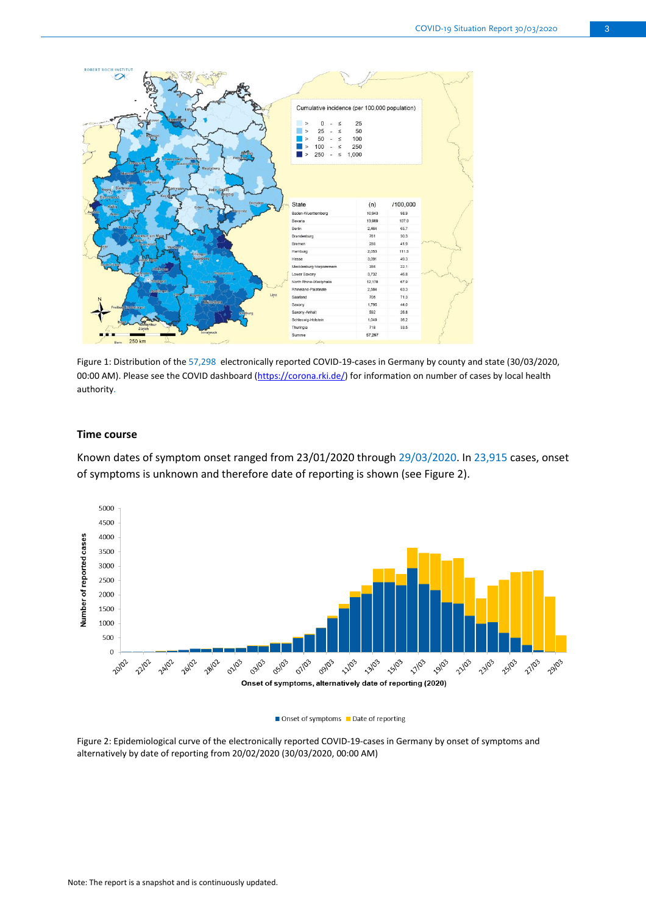Figure 1: Distribution of the 57,298 electronically reported COVID-19-cases in Germany by county and state (30/03/2020, 00:00 AM). Please see the COVID dashboard (https://corona.rki.de/) for information on number of cases by local health authority.

## Time course

Known dates of symptom onset ranged from 23/01/2020 through 29/03/2020. In 23,915 cases, onset of symptoms is unknown and therefore date of reporting is shown (see Figure 2).

Figure 2: Epidemiological curve of the electronically reported COVID-19-cases in Germany by onset of symptoms and alternatively by date of reporting from 20/02/2020 (30/03/2020, 00:00 AM)

Note: The report is a snapshot and is continuously updated.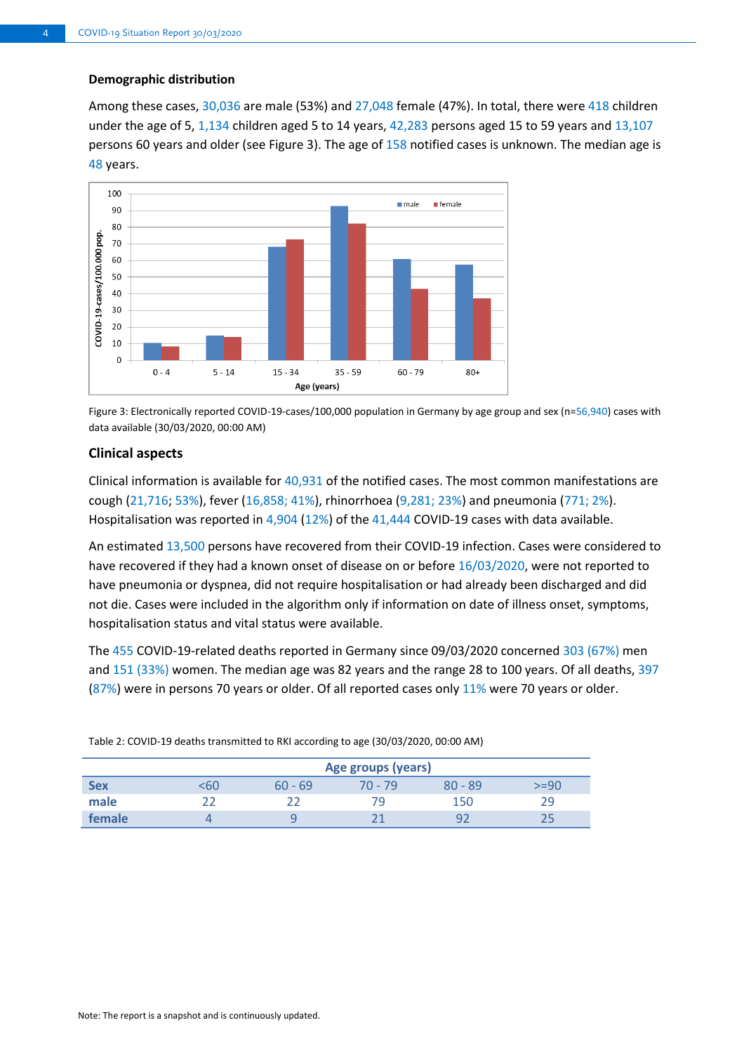### Demographic distribution

Among these cases, 30,036 are male (53%) and 27,048 female (47%). In total, there were 418 children under the age of 5, 1,134 children aged 5 to 14 years, 42,283 persons aged 15 to 59 years and 13,107 persons 60 years and older (see Figure 3). The age of 158 notified cases is unknown. The median age is 48 years.

Figure 3: Electronically reported COVID-19-cases/100,000 population in Germany by age group and sex (n=56,940) cases with data available (30/03/2020, 00:00 AM)

### Clinical aspects

Clinical information is available for 40,931 of the notified cases. The most common manifestations are cough (21,716; 53%), fever (16,858; 41%), rhinorrhoea (9,281; 23%) and pneumonia (771; 2%). Hospitalisation was reported in 4,904 (12%) of the 41,444 COVID-19 cases with data available.

An estimated 13,500 persons have recovered from their COVID-19 infection. Cases were considered to have recovered if they had a known onset of disease on or before 16/03/2020, were not reported to have pneumonia or dyspnea, did not require hospitalisation or had already been discharged and did not die. Cases were included in the algorithm only if information on date of illness onset, symptoms, hospitalisation status and vital status were available.

The 455 COVID-19-related deaths reported in Germany since 09/03/2020 concerned 303 (67%) men and 151 (33%) women. The median age was 82 years and the range 28 to 100 years. Of all deaths, 397 (87%) were in persons 70 years or older. Of all reported cases only 11% were 70 years or older.

Table 2: COVID-19 deaths transmitted to RKI according to age (30/03/2020, 00:00 AM)

| | Age groups (years) | | | | |
|---|---|---|---|---|---|
| **Sex** | <60 | 60 - 69 | 70 - 79 | 80 - 89 | >=90 |
| **male** | 22 | 22 | 79 | 150 | 29 |
| **female** | 4 | 9 | 21 | 92 | 25 |

Note: The report is a snapshot and is continuously updated.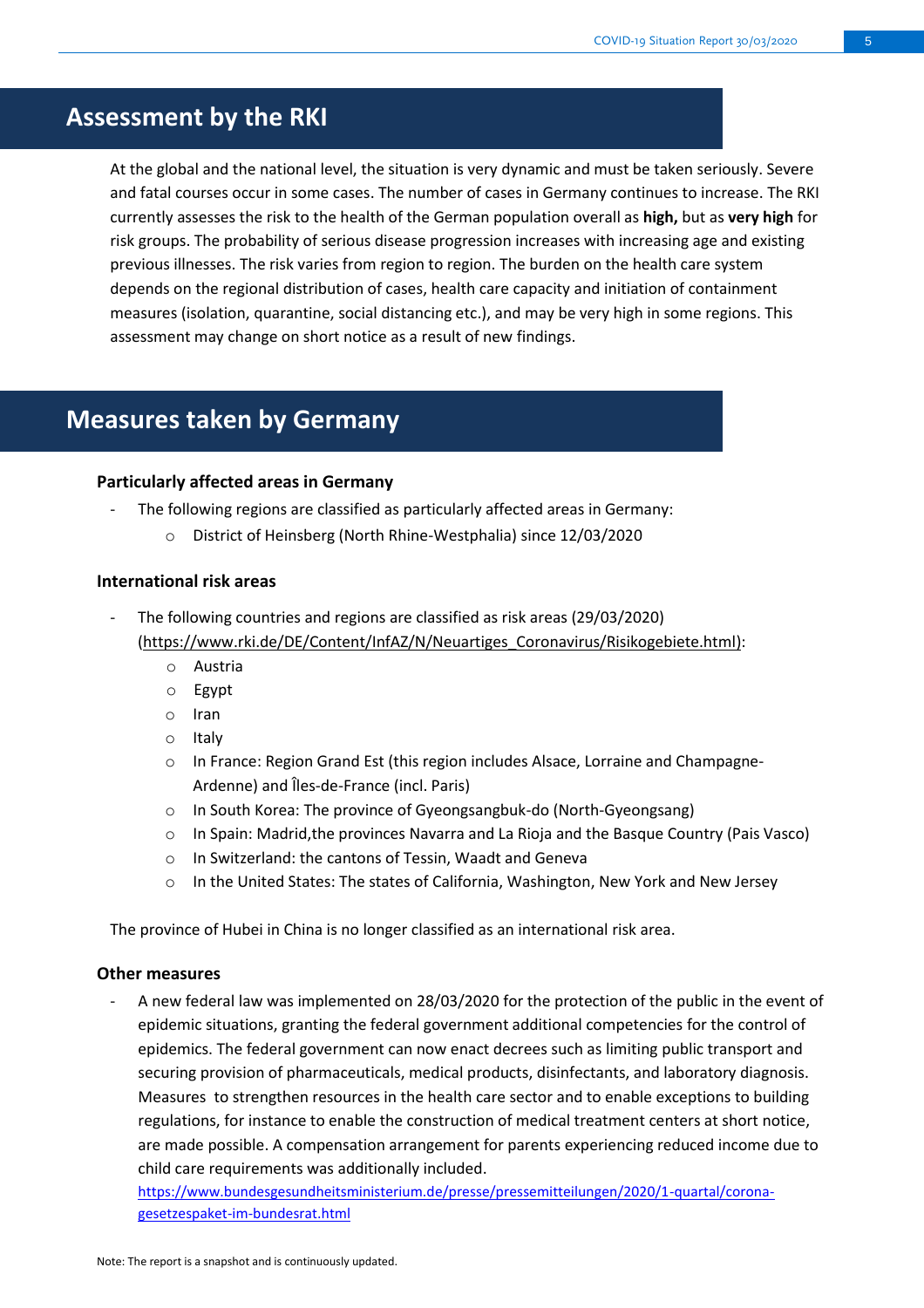# Assessment by the RKI

At the global and the national level, the situation is very dynamic and must be taken seriously. Severe and fatal courses occur in some cases. The number of cases in Germany continues to increase. The RKI currently assesses the risk to the health of the German population overall as **high,** but as **very high** for risk groups. The probability of serious disease progression increases with increasing age and existing previous illnesses. The risk varies from region to region. The burden on the health care system depends on the regional distribution of cases, health care capacity and initiation of containment measures (isolation, quarantine, social distancing etc.), and may be very high in some regions. This assessment may change on short notice as a result of new findings.

# Measures taken by Germany

### Particularly affected areas in Germany

- The following regions are classified as particularly affected areas in Germany:
  - District of Heinsberg (North Rhine-Westphalia) since 12/03/2020

### International risk areas

- The following countries and regions are classified as risk areas (29/03/2020) (https://www.rki.de/DE/Content/InfAZ/N/Neuartiges_Coronavirus/Risikogebiete.html):
  - Austria
  - Egypt
  - Iran
  - Italy
  - In France: Region Grand Est (this region includes Alsace, Lorraine and Champagne-Ardenne) and Îles-de-France (incl. Paris)
  - In South Korea: The province of Gyeongsangbuk-do (North-Gyeongsang)
  - In Spain: Madrid,the provinces Navarra and La Rioja and the Basque Country (Pais Vasco)
  - In Switzerland: the cantons of Tessin, Waadt and Geneva
  - In the United States: The states of California, Washington, New York and New Jersey

The province of Hubei in China is no longer classified as an international risk area.

### Other measures

- A new federal law was implemented on 28/03/2020 for the protection of the public in the event of epidemic situations, granting the federal government additional competencies for the control of epidemics. The federal government can now enact decrees such as limiting public transport and securing provision of pharmaceuticals, medical products, disinfectants, and laboratory diagnosis. Measures to strengthen resources in the health care sector and to enable exceptions to building regulations, for instance to enable the construction of medical treatment centers at short notice, are made possible. A compensation arrangement for parents experiencing reduced income due to child care requirements was additionally included.
  https://www.bundesgesundheitsministerium.de/presse/pressemitteilungen/2020/1-quartal/corona-gesetzespaket-im-bundesrat.html

Note: The report is a snapshot and is continuously updated.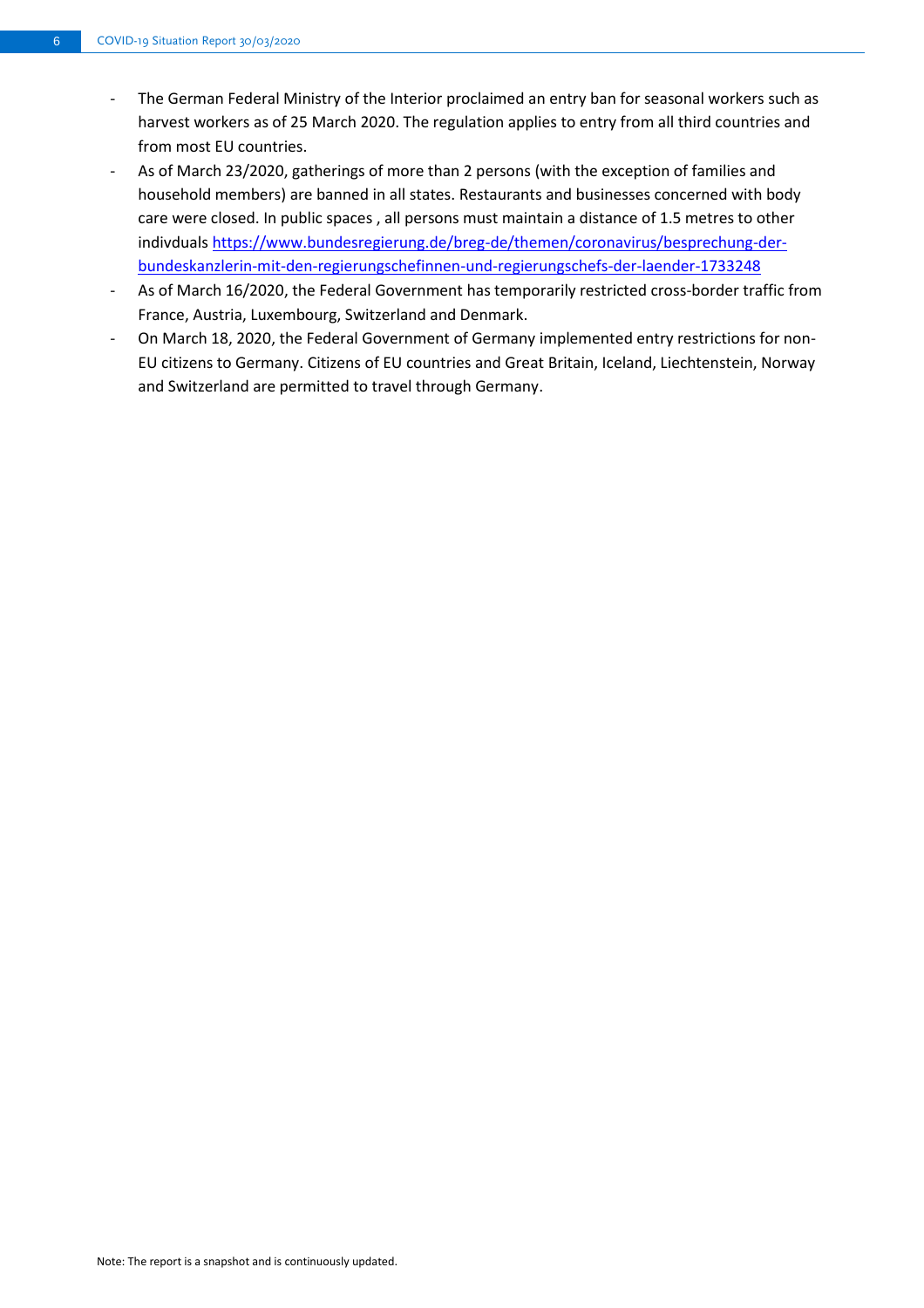- The German Federal Ministry of the Interior proclaimed an entry ban for seasonal workers such as harvest workers as of 25 March 2020. The regulation applies to entry from all third countries and from most EU countries.
- As of March 23/2020, gatherings of more than 2 persons (with the exception of families and household members) are banned in all states. Restaurants and businesses concerned with body care were closed. In public spaces , all persons must maintain a distance of 1.5 metres to other indivduals https://www.bundesregierung.de/breg-de/themen/coronavirus/besprechung-der-bundeskanzlerin-mit-den-regierungschefinnen-und-regierungschefs-der-laender-1733248
- As of March 16/2020, the Federal Government has temporarily restricted cross-border traffic from France, Austria, Luxembourg, Switzerland and Denmark.
- On March 18, 2020, the Federal Government of Germany implemented entry restrictions for non-EU citizens to Germany. Citizens of EU countries and Great Britain, Iceland, Liechtenstein, Norway and Switzerland are permitted to travel through Germany.